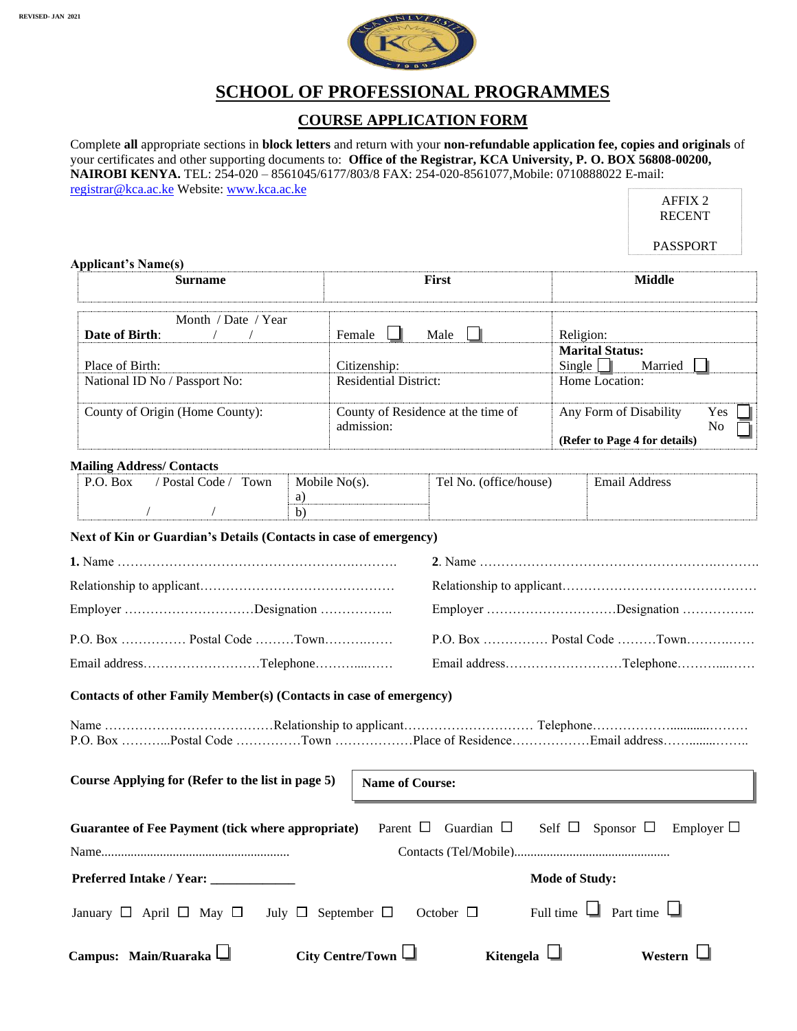REVISED- JAN 2021

# SCHOOL OF PROFESSIONAL PROGRAMMES

## COURSE APPLICATION FORM

Complete **all** appropriate sections in **block letters** and return with your **non-refundable application fee, copies and originals** of your certificates and other supporting documents to: **Office of the Registrar, KCA University, P. O. BOX 56808-00200, NAIROBI KENYA.** TEL: 254-020 – 8561045/6177/803/8 FAX: 254-020-8561077,Mobile: 0710888022 E-mail: registrar@kca.ac.ke Website: www.kca.ac.ke

AFFIX 2 RECENT PASSPORT

**Applicant's Name(s)**

| Surname | First | Middle |
|---|---|---|
| | | |

| Month / Date / Year<br>**Date of Birth**: / / | Female ☐ Male ☐ | Religion: |
|---|---|---|
| Place of Birth: | Citizenship: | **Marital Status:**<br>Single ☐ Married ☐ |
| National ID No / Passport No: | Residential District: | Home Location: |
| County of Origin (Home County): | County of Residence at the time of admission: | Any Form of Disability Yes ☐ No ☐<br>**(Refer to Page 4 for details)** |

**Mailing Address/ Contacts**

| P.O. Box / Postal Code / Town | Mobile No(s). | Tel No. (office/house) | Email Address |
|---|---|---|---|
| / / | a)<br>b) | | |

**Next of Kin or Guardian's Details (Contacts in case of emergency)**

**1.** Name ……………………………………………………….……….

Relationship to applicant………………………………………

Employer …………………………Designation ……………..

P.O. Box …………… Postal Code ………Town……….……

Email address………………………Telephone………...……

**2**. Name ……………………………………………………….……….

Relationship to applicant………………………………………

Employer …………………………Designation ……………..

P.O. Box …………… Postal Code ………Town……….……

Email address………………………Telephone………...……

**Contacts of other Family Member(s) (Contacts in case of emergency)**

Name …………………………………Relationship to applicant………………………… Telephone…………………...........………
P.O. Box ………..Postal Code ……………Town ………………Place of Residence………………Email address……........……..

**Course Applying for (Refer to the list in page 5)** **Name of Course:**

**Guarantee of Fee Payment (tick where appropriate)** Parent ☐ Guardian ☐ Self ☐ Sponsor ☐ Employer ☐

Name.......................................................... Contacts (Tel/Mobile)................................................

**Preferred Intake / Year:** _____________ **Mode of Study:**

January ☐ April ☐ May ☐ July ☐ September ☐ October ☐ Full time ☐ Part time ☐

**Campus: Main/Ruaraka** ☐ **City Centre/Town** ☐ **Kitengela** ☐ **Western** ☐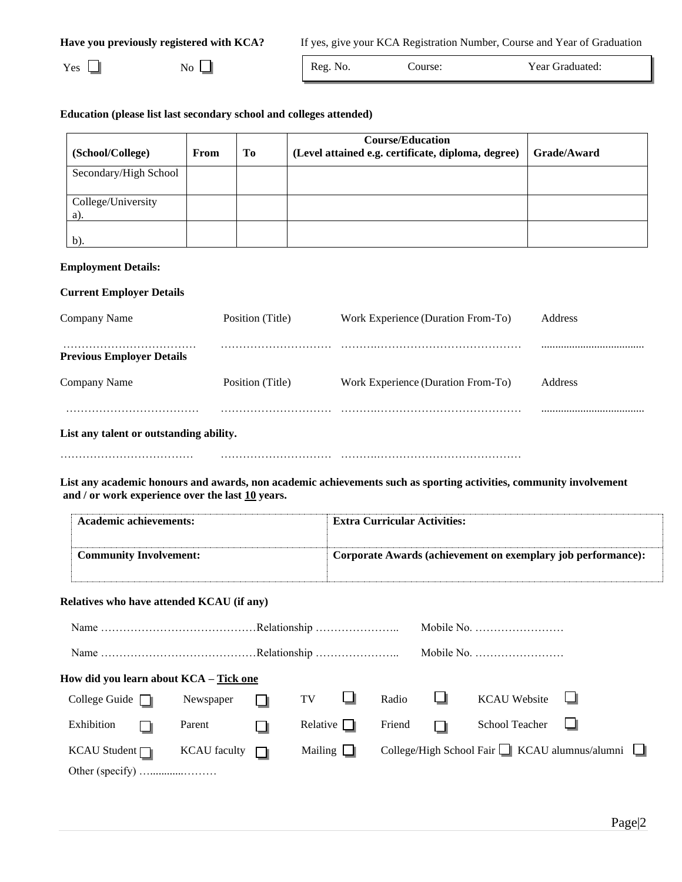**Have you previously registered with KCA?**

Yes ☐ No ☐

If yes, give your KCA Registration Number, Course and Year of Graduation

| Reg. No. | Course: | Year Graduated: |
|---|---|---|

**Education (please list last secondary school and colleges attended)**

| (School/College) | From | To | Course/Education (Level attained e.g. certificate, diploma, degree) | Grade/Award |
|---|---|---|---|---|
| Secondary/High School | | | | |
| College/University a). | | | | |
| b). | | | | |

**Employment Details:**

**Current Employer Details**

| Company Name | Position (Title) | Work Experience (Duration From-To) | Address |
|---|---|---|---|
| ……………………………… | ………………………… | ………………………………………… | .................................... |

**Previous Employer Details**

| Company Name | Position (Title) | Work Experience (Duration From-To) | Address |
|---|---|---|---|
| ……………………………… | ………………………… | ………………………………………… | .................................... |

**List any talent or outstanding ability.**

……………………………… ………………………… …………………………………………

**List any academic honours and awards, non academic achievements such as sporting activities, community involvement and / or work experience over the last 10 years.**

| **Academic achievements:** | **Extra Curricular Activities:** |
|---|---|
| **Community Involvement:** | **Corporate Awards (achievement on exemplary job performance):** |

**Relatives who have attended KCAU (if any)**

Name ……………………………………Relationship ………………….. Mobile No. ……………………

Name ……………………………………Relationship ………………….. Mobile No. ……………………

**How did you learn about KCA – Tick one**

| | | | | |
|---|---|---|---|---|
| College Guide ☐ | Newspaper ☐ | TV ☐ | Radio ☐ | KCAU Website ☐ |
| Exhibition ☐ | Parent ☐ | Relative ☐ | Friend ☐ | School Teacher ☐ |
| KCAU Student ☐ | KCAU faculty ☐ | Mailing ☐ | College/High School Fair ☐ | KCAU alumnus/alumni ☐ |

Other (specify) …............………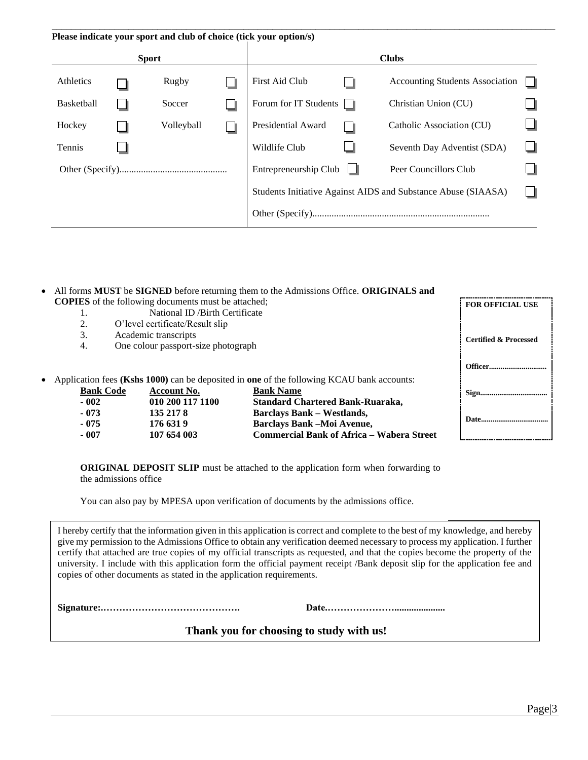**Please indicate your sport and club of choice (tick your option/s)**

| Sport | | | | Clubs | | | |
|---|---|---|---|---|---|---|---|
| Athletics | ☐ | Rugby | ☐ | First Aid Club | ☐ | Accounting Students Association | ☐ |
| Basketball | ☐ | Soccer | ☐ | Forum for IT Students | ☐ | Christian Union (CU) | ☐ |
| Hockey | ☐ | Volleyball | ☐ | Presidential Award | ☐ | Catholic Association (CU) | ☐ |
| Tennis | ☐ | | | Wildlife Club | ☐ | Seventh Day Adventist (SDA) | ☐ |
| Other (Specify)............................................ | | | | Entrepreneurship Club | ☐ | Peer Councillors Club | ☐ |
| | | | | Students Initiative Against AIDS and Substance Abuse (SIAASA) | | | ☐ |
| | | | | Other (Specify)......................................................................... | | | |

- All forms **MUST** be **SIGNED** before returning them to the Admissions Office. **ORIGINALS and COPIES** of the following documents must be attached;
  1. National ID /Birth Certificate
  2. O'level certificate/Result slip
  3. Academic transcripts
  4. One colour passport-size photograph

- Application fees **(Kshs 1000)** can be deposited in **one** of the following KCAU bank accounts:

| **Bank Code** | **Account No.** | **Bank Name** |
|---|---|---|
| **- 002** | **010 200 117 1100** | **Standard Chartered Bank-Ruaraka,** |
| **- 073** | **135 217 8** | **Barclays Bank – Westlands,** |
| **- 075** | **176 631 9** | **Barclays Bank –Moi Avenue,** |
| **- 007** | **107 654 003** | **Commercial Bank of Africa – Wabera Street** |

**FOR OFFICIAL USE**

**Certified & Processed**

**Officer.............................**

**Sign..................................**

**Date..................................**

**ORIGINAL DEPOSIT SLIP** must be attached to the application form when forwarding to the admissions office

You can also pay by MPESA upon verification of documents by the admissions office.

I hereby certify that the information given in this application is correct and complete to the best of my knowledge, and hereby give my permission to the Admissions Office to obtain any verification deemed necessary to process my application. I further certify that attached are true copies of my official transcripts as requested, and that the copies become the property of the university. I include with this application form the official payment receipt /Bank deposit slip for the application fee and copies of other documents as stated in the application requirements.

**Signature:…………………………………….** **Date.…………………….....................**

**Thank you for choosing to study with us!**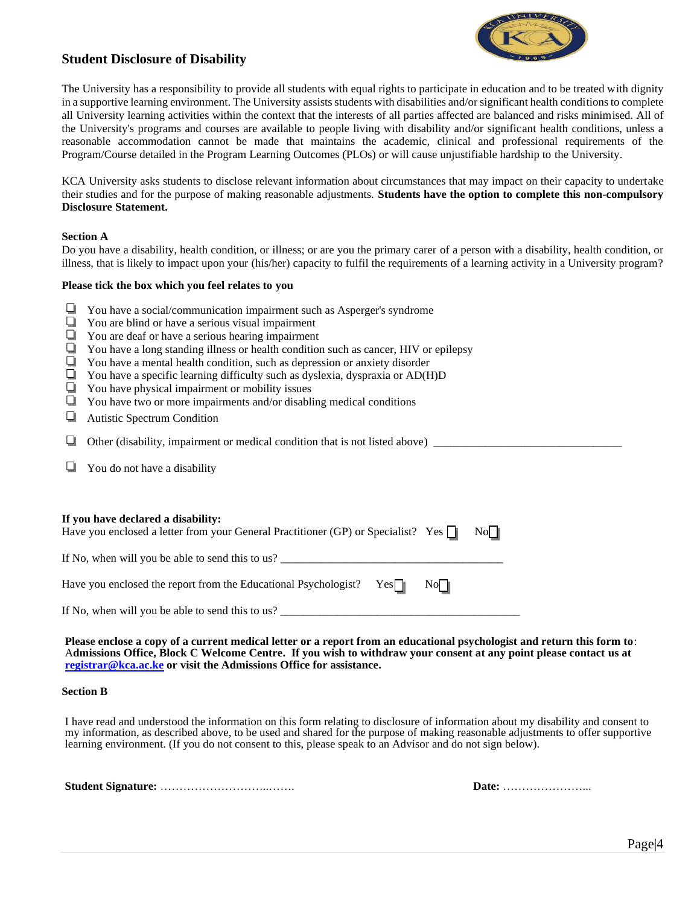## Student Disclosure of Disability

The University has a responsibility to provide all students with equal rights to participate in education and to be treated with dignity in a supportive learning environment. The University assists students with disabilities and/or significant health conditions to complete all University learning activities within the context that the interests of all parties affected are balanced and risks minimised. All of the University's programs and courses are available to people living with disability and/or significant health conditions, unless a reasonable accommodation cannot be made that maintains the academic, clinical and professional requirements of the Program/Course detailed in the Program Learning Outcomes (PLOs) or will cause unjustifiable hardship to the University.

KCA University asks students to disclose relevant information about circumstances that may impact on their capacity to undertake their studies and for the purpose of making reasonable adjustments. **Students have the option to complete this non-compulsory Disclosure Statement.**

**Section A**

Do you have a disability, health condition, or illness; or are you the primary carer of a person with a disability, health condition, or illness, that is likely to impact upon your (his/her) capacity to fulfil the requirements of a learning activity in a University program?

**Please tick the box which you feel relates to you**

- ☐ You have a social/communication impairment such as Asperger's syndrome
- ☐ You are blind or have a serious visual impairment
- ☐ You are deaf or have a serious hearing impairment
- ☐ You have a long standing illness or health condition such as cancer, HIV or epilepsy
- ☐ You have a mental health condition, such as depression or anxiety disorder
- ☐ You have a specific learning difficulty such as dyslexia, dyspraxia or AD(H)D
- ☐ You have physical impairment or mobility issues
- ☐ You have two or more impairments and/or disabling medical conditions
- ☐ Autistic Spectrum Condition
- ☐ Other (disability, impairment or medical condition that is not listed above) _______________________________
- ☐ You do not have a disability

**If you have declared a disability:**

Have you enclosed a letter from your General Practitioner (GP) or Specialist? Yes ☐ No ☐

If No, when will you be able to send this to us? _______________________________________

Have you enclosed the report from the Educational Psychologist? Yes ☐ No ☐

If No, when will you be able to send this to us? ___________________________________________

**Please enclose a copy of a current medical letter or a report from an educational psychologist and return this form to: Admissions Office, Block C Welcome Centre. If you wish to withdraw your consent at any point please contact us at registrar@kca.ac.ke or visit the Admissions Office for assistance.**

**Section B**

I have read and understood the information on this form relating to disclosure of information about my disability and consent to my information, as described above, to be used and shared for the purpose of making reasonable adjustments to offer supportive learning environment. (If you do not consent to this, please speak to an Advisor and do not sign below).

**Student Signature:** …………………………..…….                **Date:** …………………...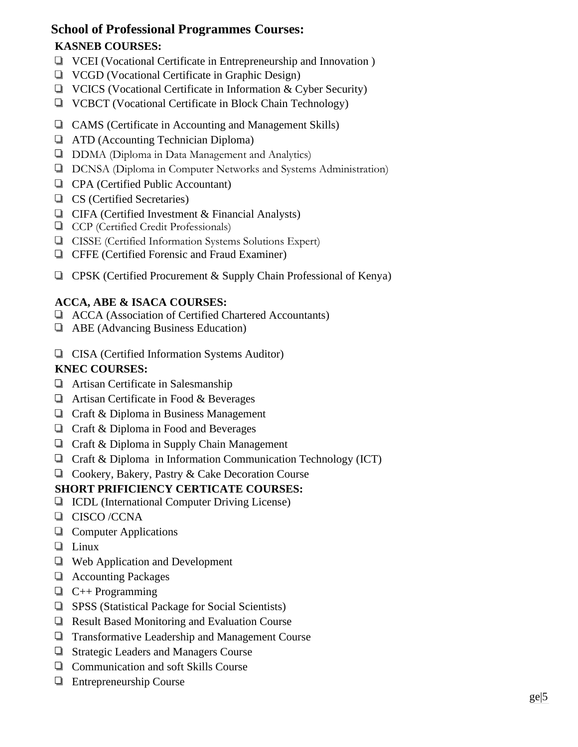## School of Professional Programmes Courses:

### KASNEB COURSES:

- VCEI (Vocational Certificate in Entrepreneurship and Innovation )
- VCGD (Vocational Certificate in Graphic Design)
- VCICS (Vocational Certificate in Information & Cyber Security)
- VCBCT (Vocational Certificate in Block Chain Technology)
- CAMS (Certificate in Accounting and Management Skills)
- ATD (Accounting Technician Diploma)
- DDMA (Diploma in Data Management and Analytics)
- DCNSA (Diploma in Computer Networks and Systems Administration)
- CPA (Certified Public Accountant)
- CS (Certified Secretaries)
- CIFA (Certified Investment & Financial Analysts)
- CCP (Certified Credit Professionals)
- CISSE (Certified Information Systems Solutions Expert)
- CFFE (Certified Forensic and Fraud Examiner)
- CPSK (Certified Procurement & Supply Chain Professional of Kenya)

### ACCA, ABE & ISACA COURSES:

- ACCA (Association of Certified Chartered Accountants)
- ABE (Advancing Business Education)
- CISA (Certified Information Systems Auditor)

### KNEC COURSES:

- Artisan Certificate in Salesmanship
- Artisan Certificate in Food & Beverages
- Craft & Diploma in Business Management
- Craft & Diploma in Food and Beverages
- Craft & Diploma in Supply Chain Management
- Craft & Diploma in Information Communication Technology (ICT)
- Cookery, Bakery, Pastry & Cake Decoration Course

### SHORT PRIFICIENCY CERTICATE COURSES:

- ICDL (International Computer Driving License)
- CISCO /CCNA
- Computer Applications
- Linux
- Web Application and Development
- Accounting Packages
- C++ Programming
- SPSS (Statistical Package for Social Scientists)
- Result Based Monitoring and Evaluation Course
- Transformative Leadership and Management Course
- Strategic Leaders and Managers Course
- Communication and soft Skills Course
- Entrepreneurship Course